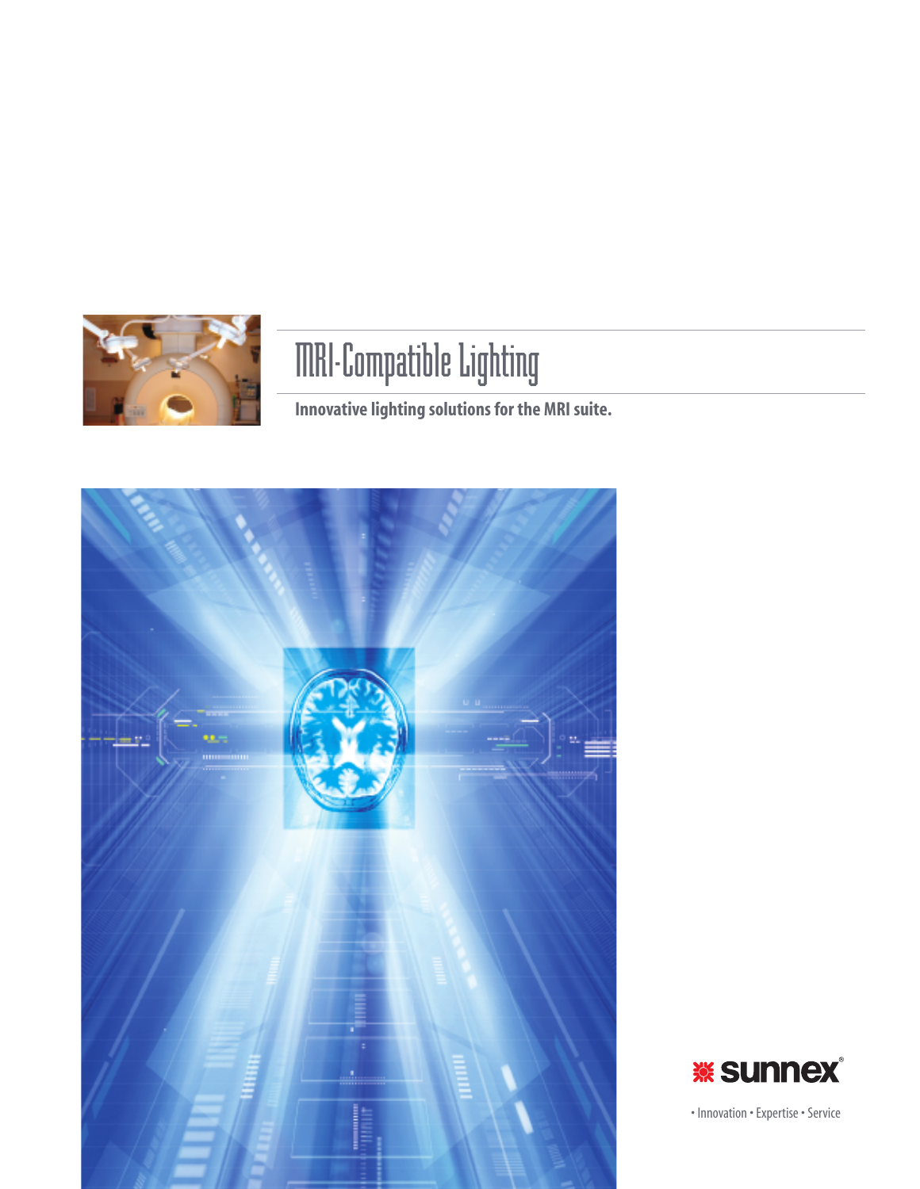# MRI-Compatible Lighting

**Innovative lighting solutions for the MRI suite.**

sunnex®

• Innovation • Expertise • Service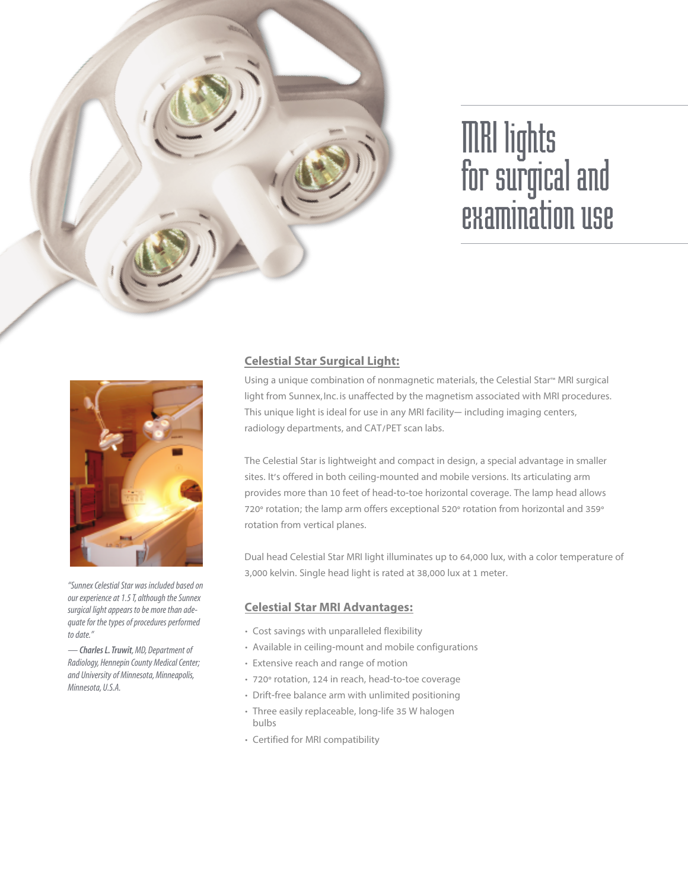# MRI lights for surgical and examination use

## Celestial Star Surgical Light:

Using a unique combination of nonmagnetic materials, the Celestial Star™ MRI surgical light from Sunnex, Inc. is unaffected by the magnetism associated with MRI procedures. This unique light is ideal for use in any MRI facility— including imaging centers, radiology departments, and CAT/PET scan labs.

The Celestial Star is lightweight and compact in design, a special advantage in smaller sites. It's offered in both ceiling-mounted and mobile versions. Its articulating arm provides more than 10 feet of head-to-toe horizontal coverage. The lamp head allows 720° rotation; the lamp arm offers exceptional 520° rotation from horizontal and 359° rotation from vertical planes.

Dual head Celestial Star MRI light illuminates up to 64,000 lux, with a color temperature of 3,000 kelvin. Single head light is rated at 38,000 lux at 1 meter.

*"Sunnex Celestial Star was included based on our experience at 1.5 T, although the Sunnex surgical light appears to be more than adequate for the types of procedures performed to date."*

*— **Charles L. Truwit**, MD, Department of Radiology, Hennepin County Medical Center; and University of Minnesota, Minneapolis, Minnesota, U.S.A.*

## Celestial Star MRI Advantages:

- Cost savings with unparalleled flexibility
- Available in ceiling-mount and mobile configurations
- Extensive reach and range of motion
- 720° rotation, 124 in reach, head-to-toe coverage
- Drift-free balance arm with unlimited positioning
- Three easily replaceable, long-life 35 W halogen bulbs
- Certified for MRI compatibility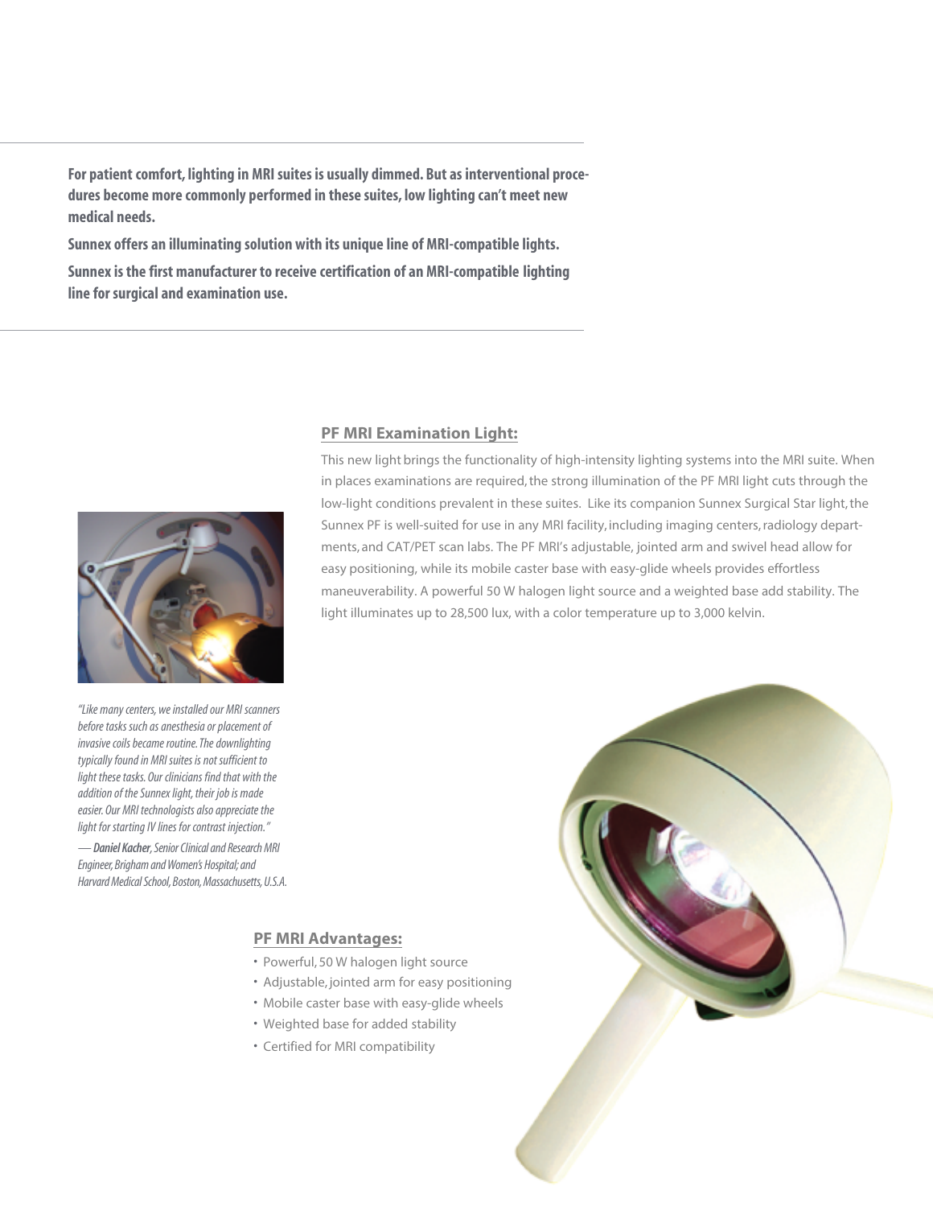**For patient comfort, lighting in MRI suites is usually dimmed. But as interventional procedures become more commonly performed in these suites, low lighting can't meet new medical needs.**

**Sunnex offers an illuminating solution with its unique line of MRI-compatible lights.**

**Sunnex is the first manufacturer to receive certification of an MRI-compatible lighting line for surgical and examination use.**

## PF MRI Examination Light:

This new light brings the functionality of high-intensity lighting systems into the MRI suite. When in places examinations are required, the strong illumination of the PF MRI light cuts through the low-light conditions prevalent in these suites. Like its companion Sunnex Surgical Star light, the Sunnex PF is well-suited for use in any MRI facility, including imaging centers, radiology departments, and CAT/PET scan labs. The PF MRI's adjustable, jointed arm and swivel head allow for easy positioning, while its mobile caster base with easy-glide wheels provides effortless maneuverability. A powerful 50 W halogen light source and a weighted base add stability. The light illuminates up to 28,500 lux, with a color temperature up to 3,000 kelvin.

*"Like many centers, we installed our MRI scanners before tasks such as anesthesia or placement of invasive coils became routine. The downlighting typically found in MRI suites is not sufficient to light these tasks. Our clinicians find that with the addition of the Sunnex light, their job is made easier. Our MRI technologists also appreciate the light for starting IV lines for contrast injection."*

*— **Daniel Kacher**, Senior Clinical and Research MRI Engineer, Brigham and Women's Hospital; and Harvard Medical School, Boston, Massachusetts, U.S.A.*

## PF MRI Advantages:

- Powerful, 50 W halogen light source
- Adjustable, jointed arm for easy positioning
- Mobile caster base with easy-glide wheels
- Weighted base for added stability
- Certified for MRI compatibility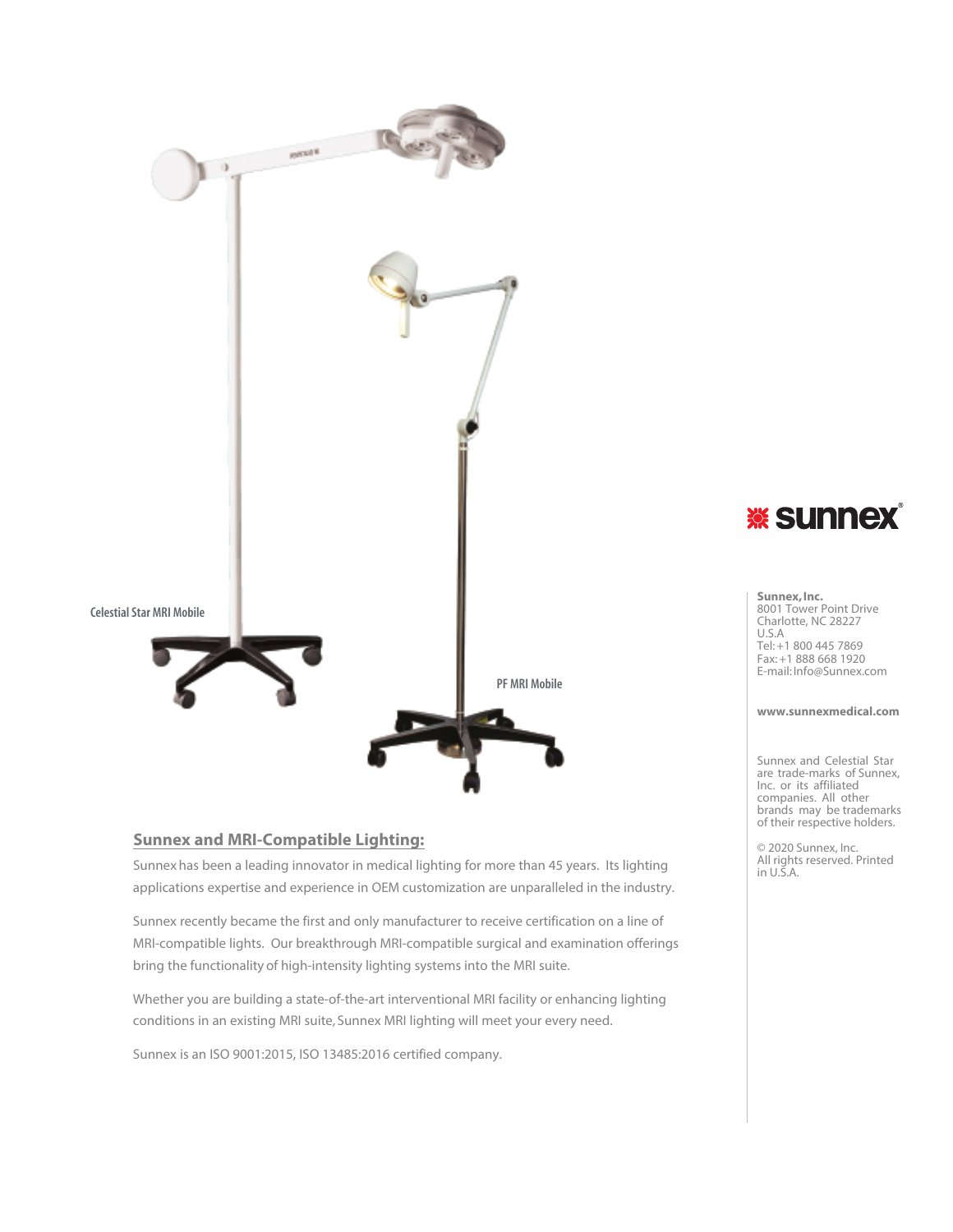Celestial Star MRI Mobile

PF MRI Mobile

## Sunnex and MRI-Compatible Lighting:

Sunnex has been a leading innovator in medical lighting for more than 45 years. Its lighting applications expertise and experience in OEM customization are unparalleled in the industry.

Sunnex recently became the first and only manufacturer to receive certification on a line of MRI-compatible lights. Our breakthrough MRI-compatible surgical and examination offerings bring the functionality of high-intensity lighting systems into the MRI suite.

Whether you are building a state-of-the-art interventional MRI facility or enhancing lighting conditions in an existing MRI suite, Sunnex MRI lighting will meet your every need.

Sunnex is an ISO 9001:2015, ISO 13485:2016 certified company.

sunnex®

**Sunnex, Inc.**
8001 Tower Point Drive
Charlotte, NC 28227
U.S.A
Tel: +1 800 445 7869
Fax: +1 888 668 1920
E-mail: Info@Sunnex.com

**www.sunnexmedical.com**

Sunnex and Celestial Star are trade-marks of Sunnex, Inc. or its affiliated companies. All other brands may be trademarks of their respective holders.

© 2020 Sunnex, Inc. All rights reserved. Printed in U.S.A.